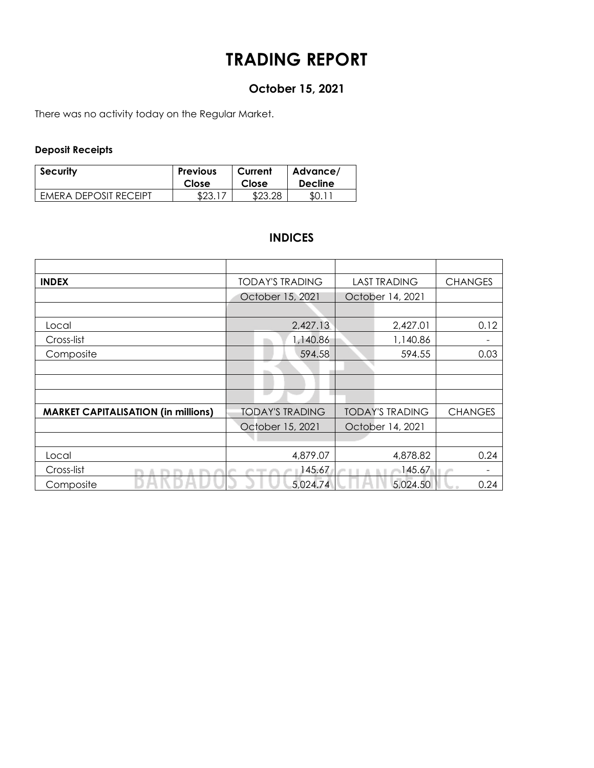# TRADING REPORT

## October 15, 2021

There was no activity today on the Regular Market.

**Deposit Receipts**

| Security | Previous Close | Current Close | Advance/ Decline |
|---|---|---|---|
| EMERA DEPOSIT RECEIPT | $23.17 | $23.28 | $0.11 |

## INDICES

| | | | |
|---|---|---|---|
| **INDEX** | TODAY'S TRADING | LAST TRADING | CHANGES |
| | October 15, 2021 | October 14, 2021 | |
| | | | |
| Local | 2,427.13 | 2,427.01 | 0.12 |
| Cross-list | 1,140.86 | 1,140.86 | - |
| Composite | 594.58 | 594.55 | 0.03 |
| | | | |
| | | | |
| | | | |
| **MARKET CAPITALISATION (in millions)** | TODAY'S TRADING | TODAY'S TRADING | CHANGES |
| | October 15, 2021 | October 14, 2021 | |
| | | | |
| Local | 4,879.07 | 4,878.82 | 0.24 |
| Cross-list | 145.67 | 145.67 | - |
| Composite | 5,024.74 | 5,024.50 | 0.24 |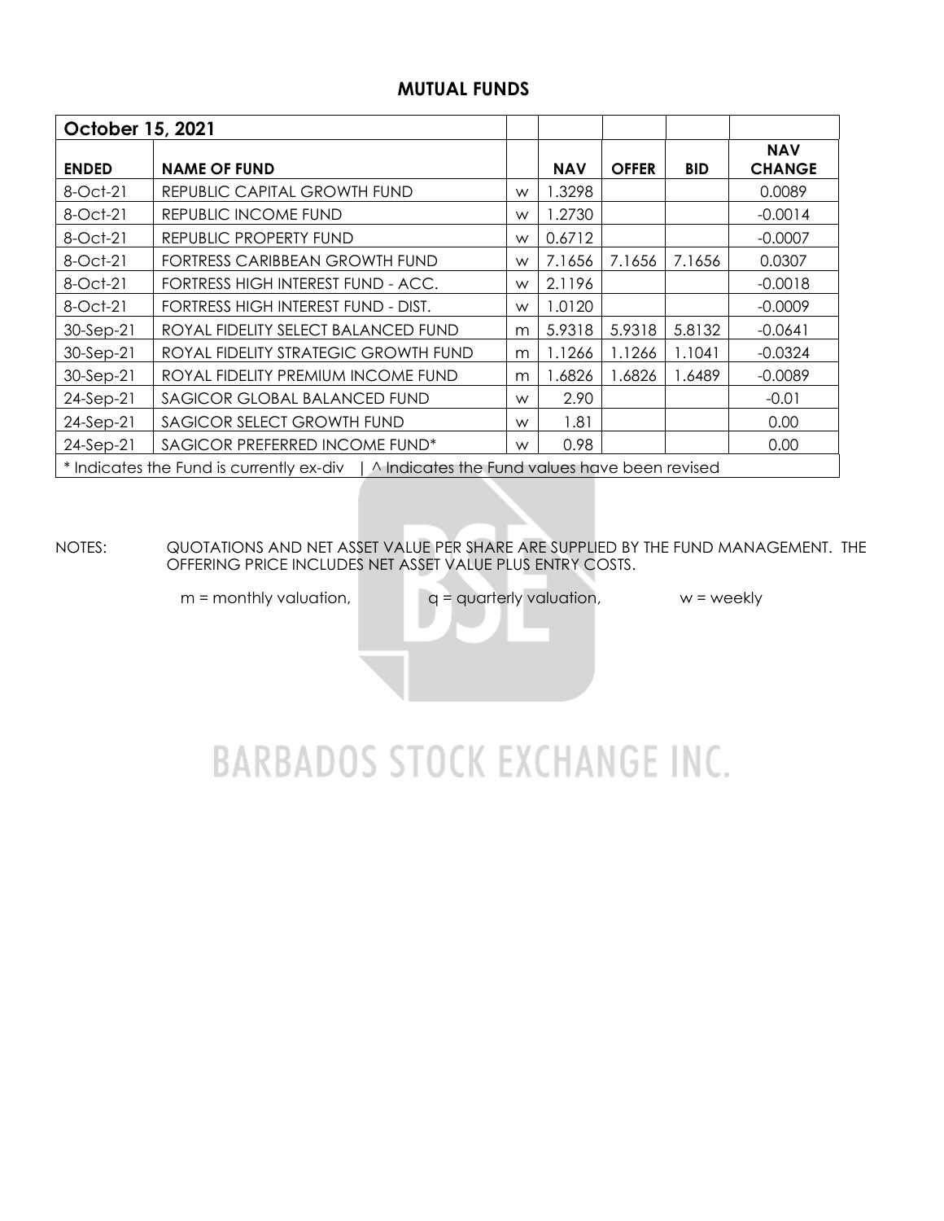## MUTUAL FUNDS

| October 15, 2021 | | | | | | |
|---|---|---|---|---|---|---|
| **ENDED** | **NAME OF FUND** | | **NAV** | **OFFER** | **BID** | **NAV CHANGE** |
| 8-Oct-21 | REPUBLIC CAPITAL GROWTH FUND | w | 1.3298 | | | 0.0089 |
| 8-Oct-21 | REPUBLIC INCOME FUND | w | 1.2730 | | | -0.0014 |
| 8-Oct-21 | REPUBLIC PROPERTY FUND | w | 0.6712 | | | -0.0007 |
| 8-Oct-21 | FORTRESS CARIBBEAN GROWTH FUND | w | 7.1656 | 7.1656 | 7.1656 | 0.0307 |
| 8-Oct-21 | FORTRESS HIGH INTEREST FUND - ACC. | w | 2.1196 | | | -0.0018 |
| 8-Oct-21 | FORTRESS HIGH INTEREST FUND - DIST. | w | 1.0120 | | | -0.0009 |
| 30-Sep-21 | ROYAL FIDELITY SELECT BALANCED FUND | m | 5.9318 | 5.9318 | 5.8132 | -0.0641 |
| 30-Sep-21 | ROYAL FIDELITY STRATEGIC GROWTH FUND | m | 1.1266 | 1.1266 | 1.1041 | -0.0324 |
| 30-Sep-21 | ROYAL FIDELITY PREMIUM INCOME FUND | m | 1.6826 | 1.6826 | 1.6489 | -0.0089 |
| 24-Sep-21 | SAGICOR GLOBAL BALANCED FUND | w | 2.90 | | | -0.01 |
| 24-Sep-21 | SAGICOR SELECT GROWTH FUND | w | 1.81 | | | 0.00 |
| 24-Sep-21 | SAGICOR PREFERRED INCOME FUND* | w | 0.98 | | | 0.00 |
| * Indicates the Fund is currently ex-div \| ^ Indicates the Fund values have been revised | | | | | | |

NOTES: QUOTATIONS AND NET ASSET VALUE PER SHARE ARE SUPPLIED BY THE FUND MANAGEMENT. THE OFFERING PRICE INCLUDES NET ASSET VALUE PLUS ENTRY COSTS.

m = monthly valuation, q = quarterly valuation, w = weekly

BARBADOS STOCK EXCHANGE INC.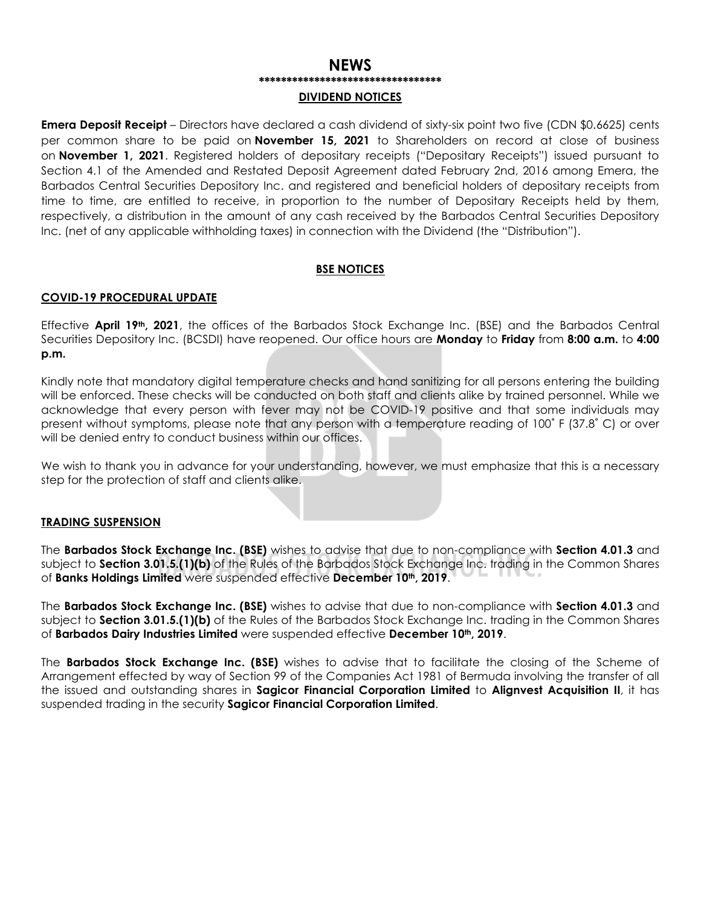# NEWS

**********************************

## DIVIDEND NOTICES

**Emera Deposit Receipt** – Directors have declared a cash dividend of sixty-six point two five (CDN $0.6625) cents per common share to be paid on **November 15, 2021** to Shareholders on record at close of business on **November 1, 2021**. Registered holders of depositary receipts ("Depositary Receipts") issued pursuant to Section 4.1 of the Amended and Restated Deposit Agreement dated February 2nd, 2016 among Emera, the Barbados Central Securities Depository Inc. and registered and beneficial holders of depositary receipts from time to time, are entitled to receive, in proportion to the number of Depositary Receipts held by them, respectively, a distribution in the amount of any cash received by the Barbados Central Securities Depository Inc. (net of any applicable withholding taxes) in connection with the Dividend (the "Distribution").

## BSE NOTICES

### COVID-19 PROCEDURAL UPDATE

Effective **April 19th, 2021**, the offices of the Barbados Stock Exchange Inc. (BSE) and the Barbados Central Securities Depository Inc. (BCSDI) have reopened. Our office hours are **Monday** to **Friday** from **8:00 a.m.** to **4:00 p.m.**

Kindly note that mandatory digital temperature checks and hand sanitizing for all persons entering the building will be enforced. These checks will be conducted on both staff and clients alike by trained personnel. While we acknowledge that every person with fever may not be COVID-19 positive and that some individuals may present without symptoms, please note that any person with a temperature reading of 100˚ F (37.8˚ C) or over will be denied entry to conduct business within our offices.

We wish to thank you in advance for your understanding, however, we must emphasize that this is a necessary step for the protection of staff and clients alike.

### TRADING SUSPENSION

The **Barbados Stock Exchange Inc. (BSE)** wishes to advise that due to non-compliance with **Section 4.01.3** and subject to **Section 3.01.5.(1)(b)** of the Rules of the Barbados Stock Exchange Inc. trading in the Common Shares of **Banks Holdings Limited** were suspended effective **December 10th, 2019**.

The **Barbados Stock Exchange Inc. (BSE)** wishes to advise that due to non-compliance with **Section 4.01.3** and subject to **Section 3.01.5.(1)(b)** of the Rules of the Barbados Stock Exchange Inc. trading in the Common Shares of **Barbados Dairy Industries Limited** were suspended effective **December 10th, 2019**.

The **Barbados Stock Exchange Inc. (BSE)** wishes to advise that to facilitate the closing of the Scheme of Arrangement effected by way of Section 99 of the Companies Act 1981 of Bermuda involving the transfer of all the issued and outstanding shares in **Sagicor Financial Corporation Limited** to **Alignvest Acquisition II**, it has suspended trading in the security **Sagicor Financial Corporation Limited**.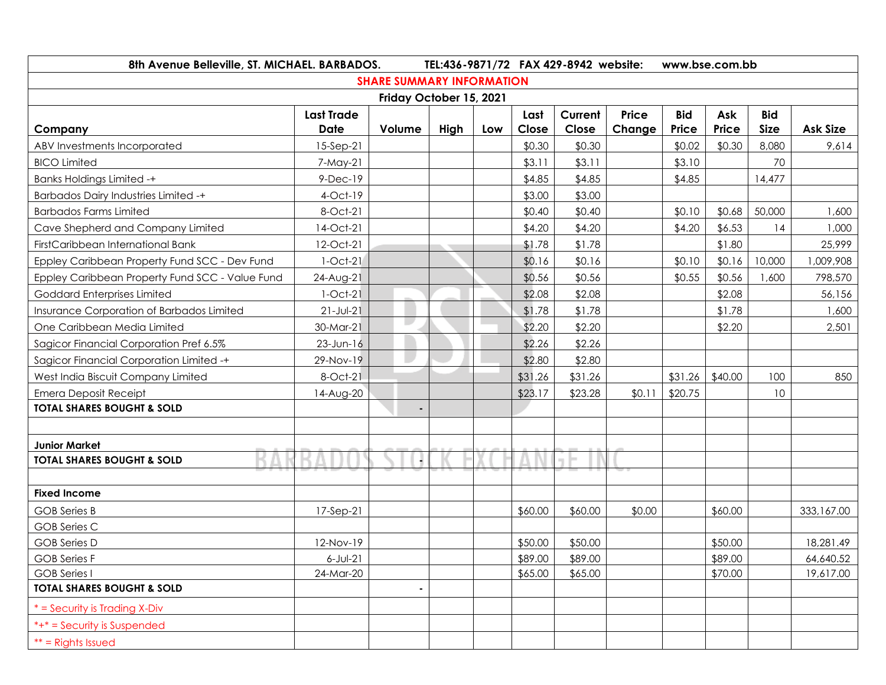8th Avenue Belleville, ST. MICHAEL. BARBADOS. TEL:436-9871/72 FAX 429-8942 website: www.bse.com.bb

## SHARE SUMMARY INFORMATION

### Friday October 15, 2021

| Company | Last Trade Date | Volume | High | Low | Last Close | Current Close | Price Change | Bid Price | Ask Price | Bid Size | Ask Size |
|---|---|---|---|---|---|---|---|---|---|---|---|
| ABV Investments Incorporated | 15-Sep-21 | | | | $0.30 | $0.30 | | $0.02 | $0.30 | 8,080 | 9,614 |
| BICO Limited | 7-May-21 | | | | $3.11 | $3.11 | | $3.10 | | 70 | |
| Banks Holdings Limited -+ | 9-Dec-19 | | | | $4.85 | $4.85 | | $4.85 | | 14,477 | |
| Barbados Dairy Industries Limited -+ | 4-Oct-19 | | | | $3.00 | $3.00 | | | | | |
| Barbados Farms Limited | 8-Oct-21 | | | | $0.40 | $0.40 | | $0.10 | $0.68 | 50,000 | 1,600 |
| Cave Shepherd and Company Limited | 14-Oct-21 | | | | $4.20 | $4.20 | | $4.20 | $6.53 | 14 | 1,000 |
| FirstCaribbean International Bank | 12-Oct-21 | | | | $1.78 | $1.78 | | | $1.80 | | 25,999 |
| Eppley Caribbean Property Fund SCC - Dev Fund | 1-Oct-21 | | | | $0.16 | $0.16 | | $0.10 | $0.16 | 10,000 | 1,009,908 |
| Eppley Caribbean Property Fund SCC - Value Fund | 24-Aug-21 | | | | $0.56 | $0.56 | | $0.55 | $0.56 | 1,600 | 798,570 |
| Goddard Enterprises Limited | 1-Oct-21 | | | | $2.08 | $2.08 | | | $2.08 | | 56,156 |
| Insurance Corporation of Barbados Limited | 21-Jul-21 | | | | $1.78 | $1.78 | | | $1.78 | | 1,600 |
| One Caribbean Media Limited | 30-Mar-21 | | | | $2.20 | $2.20 | | | $2.20 | | 2,501 |
| Sagicor Financial Corporation Pref 6.5% | 23-Jun-16 | | | | $2.26 | $2.26 | | | | | |
| Sagicor Financial Corporation Limited -+ | 29-Nov-19 | | | | $2.80 | $2.80 | | | | | |
| West India Biscuit Company Limited | 8-Oct-21 | | | | $31.26 | $31.26 | | $31.26 | $40.00 | 100 | 850 |
| Emera Deposit Receipt | 14-Aug-20 | | | | $23.17 | $23.28 | $0.11 | $20.75 | | 10 | |
| **TOTAL SHARES BOUGHT & SOLD** | | - | | | | | | | | | |
| | | | | | | | | | | | |
| **Junior Market** | | | | | | | | | | | |
| **TOTAL SHARES BOUGHT & SOLD** | | - | | | | | | | | | |
| | | | | | | | | | | | |
| **Fixed Income** | | | | | | | | | | | |
| GOB Series B | 17-Sep-21 | | | | $60.00 | $60.00 | $0.00 | | $60.00 | | 333,167.00 |
| GOB Series C | | | | | | | | | | | |
| GOB Series D | 12-Nov-19 | | | | $50.00 | $50.00 | | | $50.00 | | 18,281.49 |
| GOB Series F | 6-Jul-21 | | | | $89.00 | $89.00 | | | $89.00 | | 64,640.52 |
| GOB Series I | 24-Mar-20 | | | | $65.00 | $65.00 | | | $70.00 | | 19,617.00 |
| **TOTAL SHARES BOUGHT & SOLD** | | - | | | | | | | | | |

* = Security is Trading X-Div

*+* = Security is Suspended

** = Rights Issued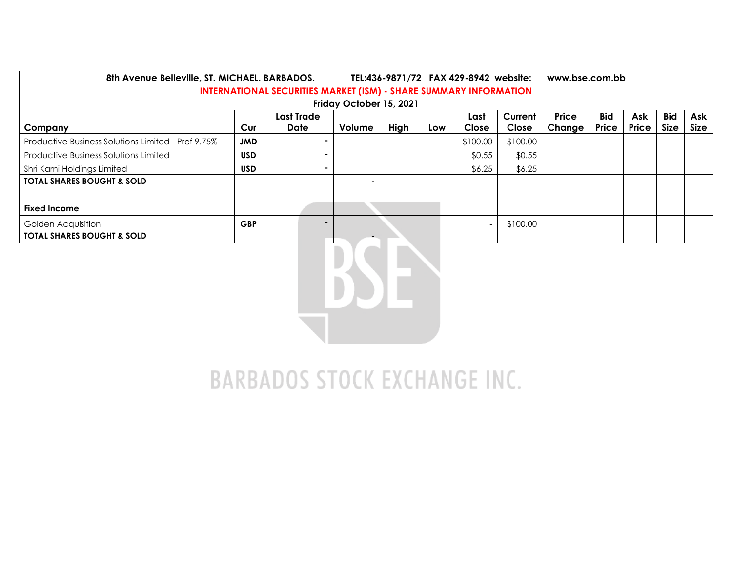8th Avenue Belleville, ST. MICHAEL. BARBADOS. TEL:436-9871/72 FAX 429-8942 website: www.bse.com.bb

## INTERNATIONAL SECURITIES MARKET (ISM) - SHARE SUMMARY INFORMATION

**Friday October 15, 2021**

| Company | Cur | Last Trade Date | Volume | High | Low | Last Close | Current Close | Price Change | Bid Price | Ask Price | Bid Size | Ask Size |
|---|---|---|---|---|---|---|---|---|---|---|---|---|
| Productive Business Solutions Limited - Pref 9.75% | **JMD** | - | | | | $100.00 | $100.00 | | | | | |
| Productive Business Solutions Limited | **USD** | - | | | | $0.55 | $0.55 | | | | | |
| Shri Karni Holdings Limited | **USD** | - | | | | $6.25 | $6.25 | | | | | |
| **TOTAL SHARES BOUGHT & SOLD** | | | - | | | | | | | | | |
| | | | | | | | | | | | | |
| **Fixed Income** | | | | | | | | | | | | |
| Golden Acquisition | **GBP** | - | | | | - | $100.00 | | | | | |
| **TOTAL SHARES BOUGHT & SOLD** | | | - | | | | | | | | | |

BARBADOS STOCK EXCHANGE INC.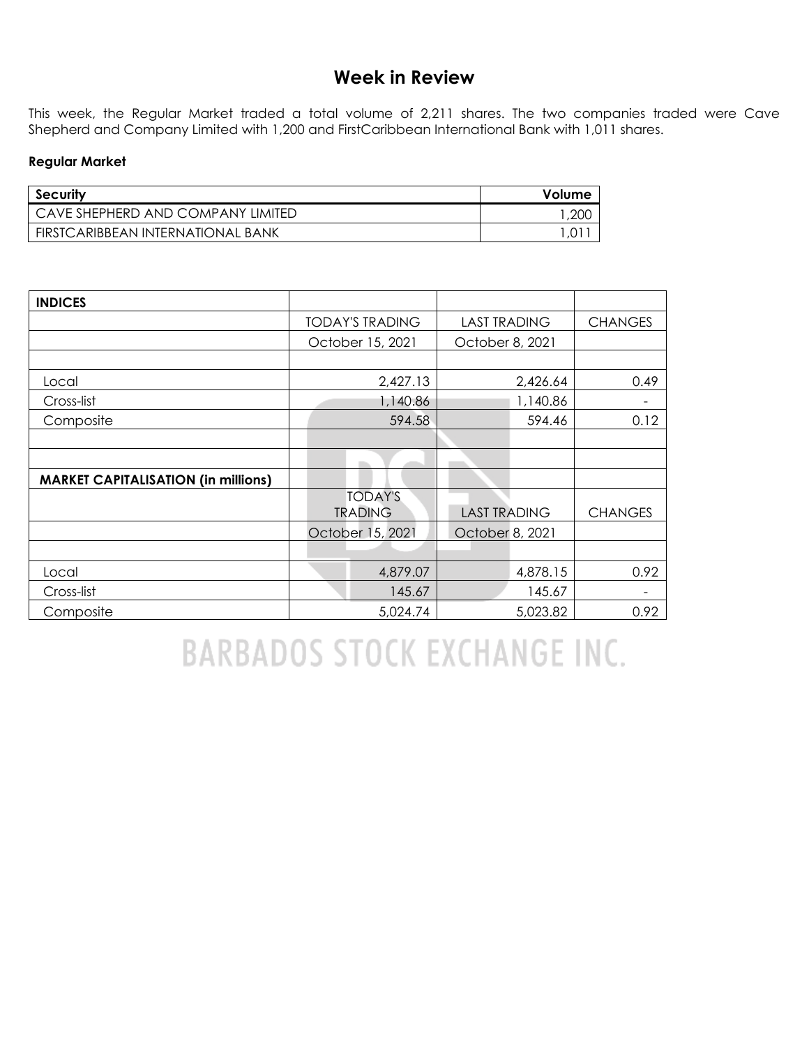# Week in Review

This week, the Regular Market traded a total volume of 2,211 shares. The two companies traded were Cave Shepherd and Company Limited with 1,200 and FirstCaribbean International Bank with 1,011 shares.

### Regular Market

| Security | Volume |
|---|---|
| CAVE SHEPHERD AND COMPANY LIMITED | 1,200 |
| FIRSTCARIBBEAN INTERNATIONAL BANK | 1,011 |

| **INDICES** | | | |
|---|---|---|---|
| | TODAY'S TRADING | LAST TRADING | CHANGES |
| | October 15, 2021 | October 8, 2021 | |
| | | | |
| Local | 2,427.13 | 2,426.64 | 0.49 |
| Cross-list | 1,140.86 | 1,140.86 | - |
| Composite | 594.58 | 594.46 | 0.12 |
| | | | |
| | | | |
| **MARKET CAPITALISATION (in millions)** | | | |
| | TODAY'S TRADING | LAST TRADING | CHANGES |
| | October 15, 2021 | October 8, 2021 | |
| | | | |
| Local | 4,879.07 | 4,878.15 | 0.92 |
| Cross-list | 145.67 | 145.67 | - |
| Composite | 5,024.74 | 5,023.82 | 0.92 |

BARBADOS STOCK EXCHANGE INC.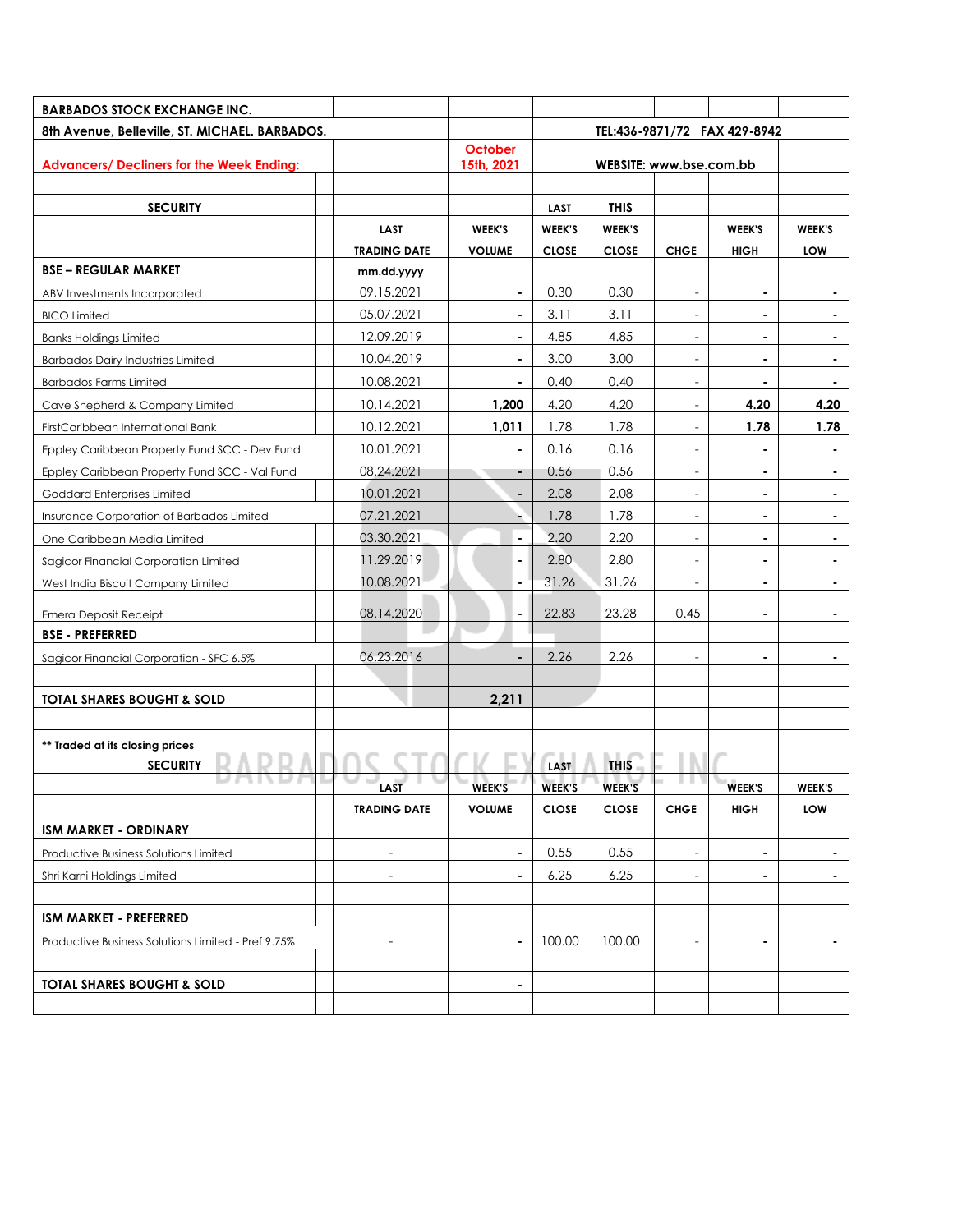| BARBADOS STOCK EXCHANGE INC. | | | | | | | |
|---|---|---|---|---|---|---|---|
| 8th Avenue, Belleville, ST. MICHAEL. BARBADOS. | | | | TEL:436-9871/72 FAX 429-8942 | | | |
| Advancers/ Decliners for the Week Ending: | | October 15th, 2021 | | WEBSITE: www.bse.com.bb | | | |
| SECURITY | | | LAST | THIS | | | |
| | LAST | WEEK'S | WEEK'S | WEEK'S | | WEEK'S | WEEK'S |
| | TRADING DATE | VOLUME | CLOSE | CLOSE | CHGE | HIGH | LOW |
| **BSE – REGULAR MARKET** | mm.dd.yyyy | | | | | | |
| ABV Investments Incorporated | 09.15.2021 | - | 0.30 | 0.30 | - | - | - |
| BICO Limited | 05.07.2021 | - | 3.11 | 3.11 | - | - | - |
| Banks Holdings Limited | 12.09.2019 | - | 4.85 | 4.85 | - | - | - |
| Barbados Dairy Industries Limited | 10.04.2019 | - | 3.00 | 3.00 | - | - | - |
| Barbados Farms Limited | 10.08.2021 | - | 0.40 | 0.40 | - | - | - |
| Cave Shepherd & Company Limited | 10.14.2021 | 1,200 | 4.20 | 4.20 | - | 4.20 | 4.20 |
| FirstCaribbean International Bank | 10.12.2021 | 1,011 | 1.78 | 1.78 | - | 1.78 | 1.78 |
| Eppley Caribbean Property Fund SCC - Dev Fund | 10.01.2021 | - | 0.16 | 0.16 | - | - | - |
| Eppley Caribbean Property Fund SCC - Val Fund | 08.24.2021 | - | 0.56 | 0.56 | - | - | - |
| Goddard Enterprises Limited | 10.01.2021 | - | 2.08 | 2.08 | - | - | - |
| Insurance Corporation of Barbados Limited | 07.21.2021 | - | 1.78 | 1.78 | - | - | - |
| One Caribbean Media Limited | 03.30.2021 | - | 2.20 | 2.20 | - | - | - |
| Sagicor Financial Corporation Limited | 11.29.2019 | - | 2.80 | 2.80 | - | - | - |
| West India Biscuit Company Limited | 10.08.2021 | - | 31.26 | 31.26 | - | - | - |
| Emera Deposit Receipt | 08.14.2020 | - | 22.83 | 23.28 | 0.45 | - | - |
| **BSE - PREFERRED** | | | | | | | |
| Sagicor Financial Corporation - SFC 6.5% | 06.23.2016 | - | 2.26 | 2.26 | - | - | - |
| **TOTAL SHARES BOUGHT & SOLD** | | 2,211 | | | | | |
| ** Traded at its closing prices | | | | | | | |
| SECURITY | | | LAST | THIS | | | |
| | LAST | WEEK'S | WEEK'S | WEEK'S | | WEEK'S | WEEK'S |
| | TRADING DATE | VOLUME | CLOSE | CLOSE | CHGE | HIGH | LOW |
| **ISM MARKET - ORDINARY** | | | | | | | |
| Productive Business Solutions Limited | - | - | 0.55 | 0.55 | - | - | - |
| Shri Karni Holdings Limited | - | - | 6.25 | 6.25 | - | - | - |
| **ISM MARKET - PREFERRED** | | | | | | | |
| Productive Business Solutions Limited - Pref 9.75% | - | - | 100.00 | 100.00 | - | - | - |
| **TOTAL SHARES BOUGHT & SOLD** | | - | | | | | |